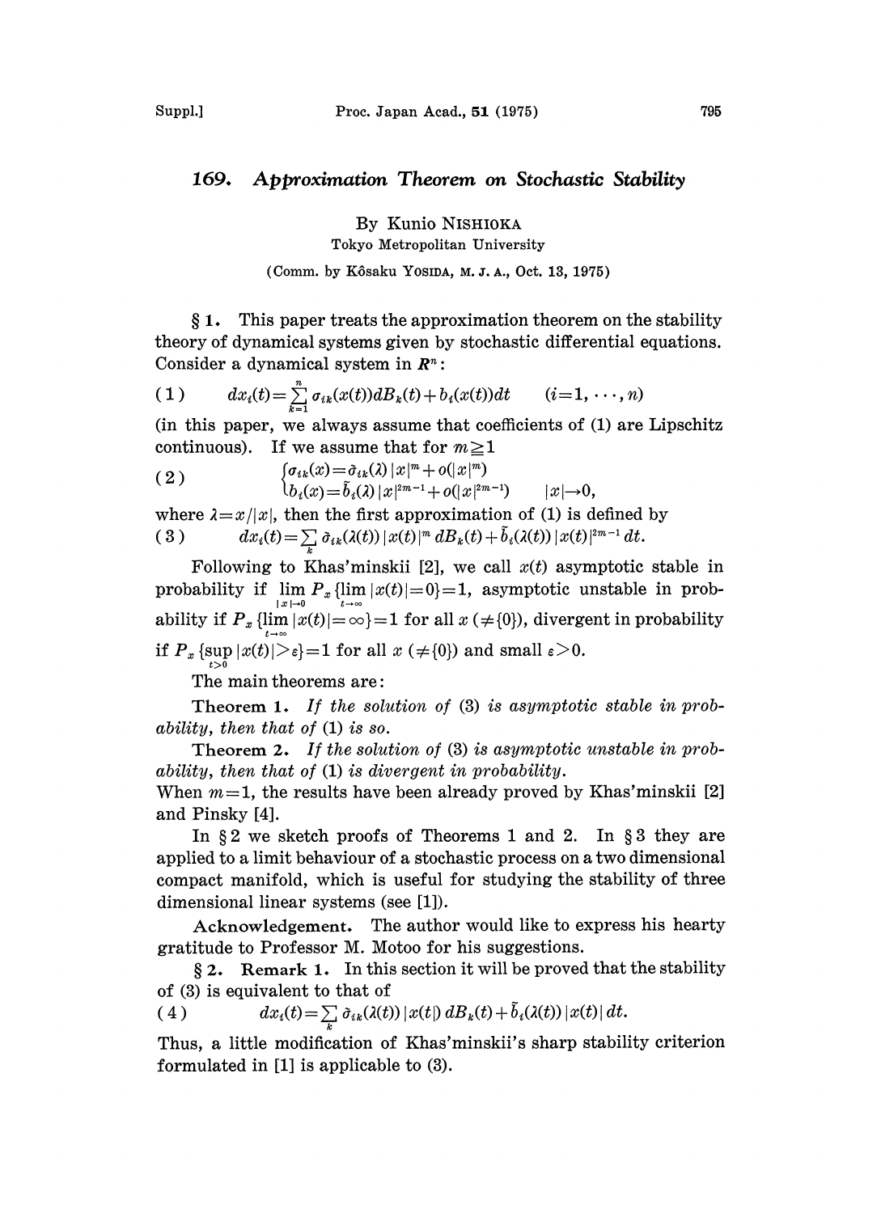# 169. *Approximation Theorem on Stochastic Stability*

By Kunio NISHIOKA

Tokyo Metropolitan University

(Comm. by Kôsaku YOSIDA, M. J. A., Oct. 13, 1975)

§ 1. This paper treats the approximation theorem on the stability theory of dynamical systems given by stochastic differential equations. Consider a dynamical system in $\boldsymbol{R}^n$:

$$(1) \qquad dx_i(t) = \sum_{k=1}^{n} \sigma_{ik}(x(t))dB_k(t) + b_i(x(t))dt \qquad (i=1, \cdots, n)$$

(in this paper, we always assume that coefficients of (1) are Lipschitz continuous). If we assume that for $m \geqq 1$

$$(2) \qquad \begin{cases} \sigma_{ik}(x) = \tilde{\sigma}_{ik}(\lambda)\,|x|^m + o(|x|^m) \\ b_i(x) = \tilde{b}_i(\lambda)\,|x|^{2m-1} + o(|x|^{2m-1}) \qquad |x| \to 0, \end{cases}$$

where $\lambda = x/|x|$, then the first approximation of (1) is defined by

$$(3) \qquad dx_i(t) = \sum_k \tilde{\sigma}_{ik}(\lambda(t))\,|x(t)|^m\, dB_k(t) + \tilde{b}_i(\lambda(t))\,|x(t)|^{2m-1}\, dt.$$

Following to Khas'minskii [2], we call $x(t)$ asymptotic stable in probability if $\lim_{|x|\to 0} P_x\{\lim_{t\to\infty} |x(t)|=0\}=1$, asymptotic unstable in probability if $P_x\{\lim_{t\to\infty} |x(t)|=\infty\}=1$ for all $x$ ($\neq \{0\}$), divergent in probability if $P_x\{\sup_{t>0} |x(t)|>\varepsilon\}=1$ for all $x$ ($\neq\{0\}$) and small $\varepsilon>0$.

The main theorems are:

**Theorem 1.** *If the solution of* (3) *is asymptotic stable in probability, then that of* (1) *is so.*

**Theorem 2.** *If the solution of* (3) *is asymptotic unstable in probability, then that of* (1) *is divergent in probability.*

When $m=1$, the results have been already proved by Khas'minskii [2] and Pinsky [4].

In § 2 we sketch proofs of Theorems 1 and 2. In § 3 they are applied to a limit behaviour of a stochastic process on a two dimensional compact manifold, which is useful for studying the stability of three dimensional linear systems (see [1]).

**Acknowledgement.** The author would like to express his hearty gratitude to Professor M. Motoo for his suggestions.

§ 2. **Remark 1.** In this section it will be proved that the stability of (3) is equivalent to that of

$$(4) \qquad dx_i(t) = \sum_k \tilde{\sigma}_{ik}(\lambda(t))\,|x(t)|\, dB_k(t) + \tilde{b}_i(\lambda(t))\,|x(t)|\, dt.$$

Thus, a little modification of Khas'minskii's sharp stability criterion formulated in [1] is applicable to (3).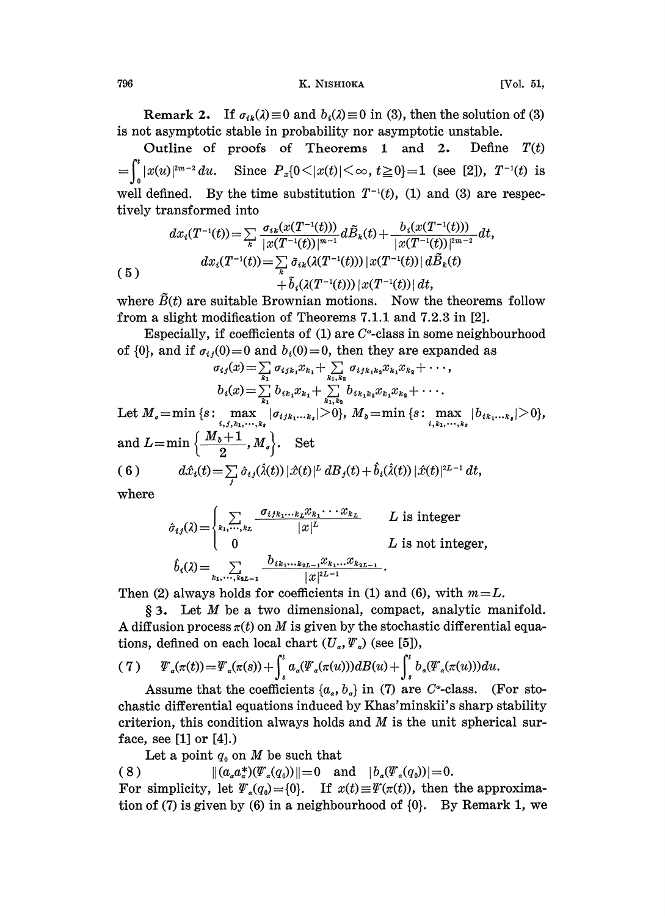**Remark 2.** If $\sigma_{ik}(\lambda)\equiv 0$ and $b_i(\lambda)\equiv 0$ in (3), then the solution of (3) is not asymptotic stable in probability nor asymptotic unstable.

**Outline of proofs of Theorems 1 and 2.** Define $T(t) =\int_0^t |x(u)|^{2m-2}\,du$. Since $P_x\{0<|x(t)|<\infty,\ t\geqq 0\}=1$ (see [2]), $T^{-1}(t)$ is well defined. By the time substitution $T^{-1}(t)$, (1) and (3) are respectively transformed into

$$
\begin{aligned}
dx_i(T^{-1}(t)) &= \sum_k \frac{\sigma_{ik}(x(T^{-1}(t)))}{|x(T^{-1}(t))|^{m-1}}\,d\tilde{B}_k(t) + \frac{b_i(x(T^{-1}(t)))}{|x(T^{-1}(t))|^{2m-2}}\,dt,\\
dx_i(T^{-1}(t)) &= \sum_k \tilde{\sigma}_{ik}(\lambda(T^{-1}(t)))\,|x(T^{-1}(t))|\,d\tilde{B}_k(t)\\
&\quad + \tilde{b}_i(\lambda(T^{-1}(t)))\,|x(T^{-1}(t))|\,dt,
\end{aligned}
\tag{5}
$$

where $\tilde{B}(t)$ are suitable Brownian motions. Now the theorems follow from a slight modification of Theorems 7.1.1 and 7.2.3 in [2].

Especially, if coefficients of (1) are $C^\infty$-class in some neighbourhood of $\{0\}$, and if $\sigma_{ij}(0)=0$ and $b_i(0)=0$, then they are expanded as

$$
\begin{aligned}
\sigma_{ij}(x) &= \sum_{k_1} \sigma_{ijk_1}x_{k_1} + \sum_{k_1,k_2} \sigma_{ijk_1k_2}x_{k_1}x_{k_2} + \cdots,\\
b_i(x) &= \sum_{k_1} b_{ik_1}x_{k_1} + \sum_{k_1,k_2} b_{ik_1k_2}x_{k_1}x_{k_2} + \cdots.
\end{aligned}
$$

Let $M_\sigma=\min\{s:\ \max_{i,j,k_1,\cdots,k_s}|\sigma_{ijk_1\cdots k_s}|>0\}$, $M_b=\min\{s:\ \max_{i,k_1,\cdots,k_s}|b_{ik_1\cdots k_s}|>0\}$, and $L=\min\left\{\frac{M_b+1}{2},\ M_\sigma\right\}$. Set

$$
d\hat{x}_i(t) = \sum_j \hat{\sigma}_{ij}(\hat{\lambda}(t))\,|\hat{x}(t)|^L\,dB_j(t) + \hat{b}_i(\hat{\lambda}(t))\,|\hat{x}(t)|^{2L-1}\,dt,
\tag{6}
$$

where

$$
\hat{\sigma}_{ij}(\lambda) = \begin{cases} \displaystyle\sum_{k_1,\cdots,k_L} \frac{\sigma_{ijk_1\cdots k_L}x_{k_1}\cdots x_{k_L}}{|x|^L} & L \text{ is integer}\\[2mm] 0 & L \text{ is not integer,}\end{cases}
$$

$$
\hat{b}_i(\lambda) = \sum_{k_1,\cdots,k_{2L-1}} \frac{b_{ik_1\cdots k_{2L-1}}x_{k_1}\cdots x_{k_{2L-1}}}{|x|^{2L-1}}.
$$

Then (2) always holds for coefficients in (1) and (6), with $m=L$.

§ 3. Let $M$ be a two dimensional, compact, analytic manifold. A diffusion process $\pi(t)$ on $M$ is given by the stochastic differential equations, defined on each local chart $(U_\alpha, \Psi_\alpha)$ (see [5]),

$$
\Psi_\alpha(\pi(t)) = \Psi_\alpha(\pi(s)) + \int_s^t a_\alpha(\Psi_\alpha(\pi(u)))dB(u) + \int_s^t b_\alpha(\Psi_\alpha(\pi(u)))du.
\tag{7}
$$

Assume that the coefficients $\{a_\alpha, b_\alpha\}$ in (7) are $C^\infty$-class. (For stochastic differential equations induced by Khas'minskii's sharp stability criterion, this condition always holds and $M$ is the unit spherical surface, see [1] or [4].)

Let a point $q_0$ on $M$ be such that

$$
\|(a_\alpha a_\alpha^*)(\Psi_\alpha(q_0))\|=0 \quad\text{and}\quad |b_\alpha(\Psi_\alpha(q_0))|=0.
\tag{8}
$$

For simplicity, let $\Psi_\alpha(q_0)=\{0\}$. If $x(t)\equiv\Psi(\pi(t))$, then the approximation of (7) is given by (6) in a neighbourhood of $\{0\}$. By Remark 1, we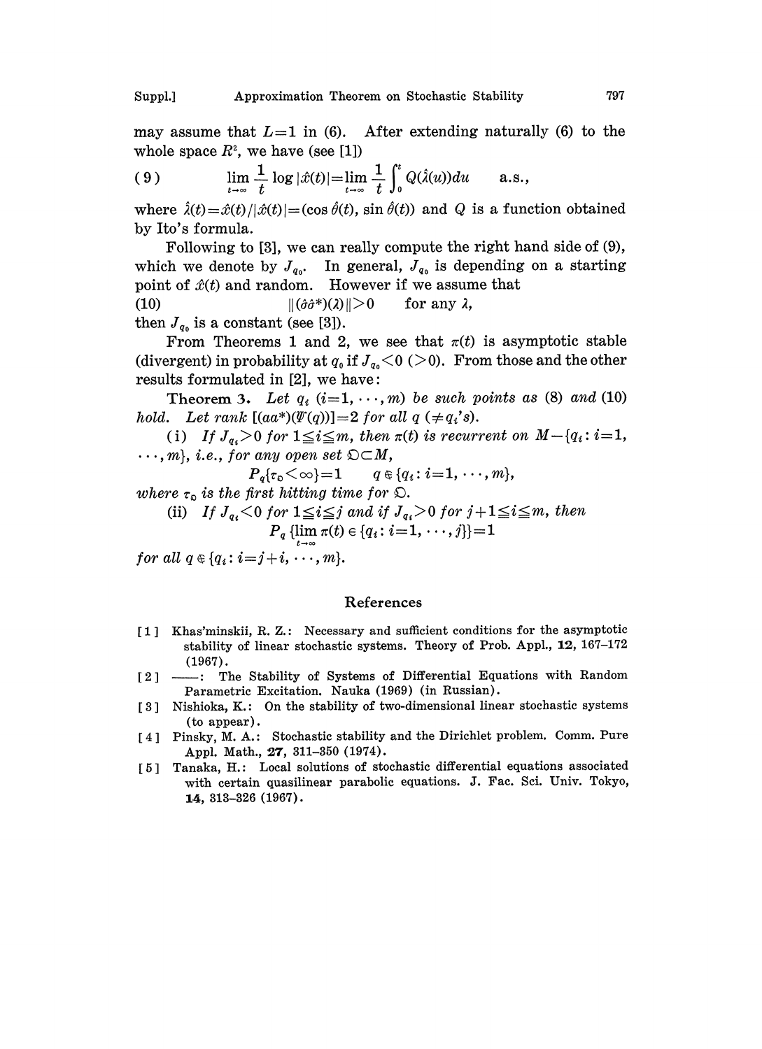may assume that $L=1$ in (6). After extending naturally (6) to the whole space $R^2$, we have (see [1])

$$\lim_{t\to\infty} \frac{1}{t} \log |\hat{x}(t)| = \lim_{t\to\infty} \frac{1}{t} \int_0^t Q(\hat{\lambda}(u))du \qquad \text{a.s.,} \tag{9}$$

where $\hat{\lambda}(t)=\hat{x}(t)/|\hat{x}(t)|=(\cos \hat{\theta}(t), \sin \hat{\theta}(t))$ and $Q$ is a function obtained by Ito's formula.

Following to [3], we can really compute the right hand side of (9), which we denote by $J_{q_0}$. In general, $J_{q_0}$ is depending on a starting point of $\hat{x}(t)$ and random. However if we assume that

$$\|(\hat{\sigma}\hat{\sigma}^*)(\lambda)\|>0 \qquad \text{for any } \lambda, \tag{10}$$

then $J_{q_0}$ is a constant (see [3]).

From Theorems 1 and 2, we see that $\pi(t)$ is asymptotic stable (divergent) in probability at $q_0$ if $J_{q_0}<0$ $(>0)$. From those and the other results formulated in [2], we have:

**Theorem 3.** *Let $q_i$ $(i=1, \cdots, m)$ be such points as (8) and (10) hold. Let rank $[(aa^*)(\Psi(q))]=2$ for all $q$ $(\neq q_i$'s).*

(i) *If $J_{q_i}>0$ for $1 \leqq i \leqq m$, then $\pi(t)$ is recurrent on $M-\{q_i : i=1, \cdots, m\}$, i.e., for any open set $\mathfrak{D} \subset M$,*

$$P_q\{\tau_{\mathfrak{D}}<\infty\}=1 \qquad q \notin \{q_i : i=1, \cdots, m\},$$

*where $\tau_{\mathfrak{D}}$ is the first hitting time for $\mathfrak{D}$.*

(ii) *If $J_{q_i}<0$ for $1 \leqq i \leqq j$ and if $J_{q_i}>0$ for $j+1 \leqq i \leqq m$, then*

$$P_q\{\lim_{t\to\infty} \pi(t) \in \{q_i : i=1, \cdots, j\}\}=1$$

*for all $q \notin \{q_i : i=j+i, \cdots, m\}$.*

## References

[1] Khas'minskii, R. Z.: Necessary and sufficient conditions for the asymptotic stability of linear stochastic systems. Theory of Prob. Appl., **12**, 167–172 (1967).

[2] ——: The Stability of Systems of Differential Equations with Random Parametric Excitation. Nauka (1969) (in Russian).

[3] Nishioka, K.: On the stability of two-dimensional linear stochastic systems (to appear).

[4] Pinsky, M. A.: Stochastic stability and the Dirichlet problem. Comm. Pure Appl. Math., **27**, 311–350 (1974).

[5] Tanaka, H.: Local solutions of stochastic differential equations associated with certain quasilinear parabolic equations. J. Fac. Sci. Univ. Tokyo, **14**, 313–326 (1967).